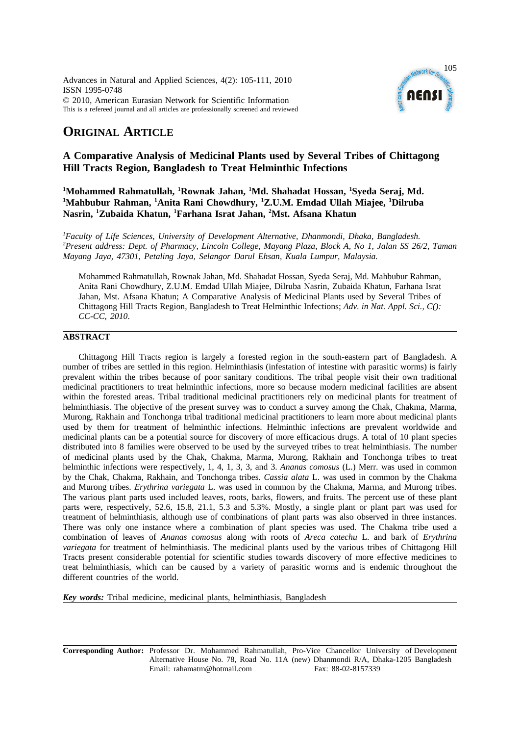## ORIGINAL ARTICLE

# A Comparative Analysis of Medicinal Plants used by Several Tribes of Chittagong Hill Tracts Region, Bangladesh to Treat Helminthic Infections

**[1]Mohammed Rahmatullah, [1]Rownak Jahan, [1]Md. Shahadat Hossan, [1]Syeda Seraj, Md. [1]Mahbubur Rahman, [1]Anita Rani Chowdhury, [1]Z.U.M. Emdad Ullah Miajee, [1]Dilruba Nasrin, [1]Zubaida Khatun, [1]Farhana Israt Jahan, [2]Mst. Afsana Khatun**

*[1]Faculty of Life Sciences, University of Development Alternative, Dhanmondi, Dhaka, Bangladesh.*
*[2]Present address: Dept. of Pharmacy, Lincoln College, Mayang Plaza, Block A, No 1, Jalan SS 26/2, Taman Mayang Jaya, 47301, Petaling Jaya, Selangor Darul Ehsan, Kuala Lumpur, Malaysia.*

Mohammed Rahmatullah, Rownak Jahan, Md. Shahadat Hossan, Syeda Seraj, Md. Mahbubur Rahman, Anita Rani Chowdhury, Z.U.M. Emdad Ullah Miajee, Dilruba Nasrin, Zubaida Khatun, Farhana Israt Jahan, Mst. Afsana Khatun; A Comparative Analysis of Medicinal Plants used by Several Tribes of Chittagong Hill Tracts Region, Bangladesh to Treat Helminthic Infections; *Adv. in Nat. Appl. Sci., C(): CC-CC, 2010.*

## ABSTRACT

Chittagong Hill Tracts region is largely a forested region in the south-eastern part of Bangladesh. A number of tribes are settled in this region. Helminthiasis (infestation of intestine with parasitic worms) is fairly prevalent within the tribes because of poor sanitary conditions. The tribal people visit their own traditional medicinal practitioners to treat helminthic infections, more so because modern medicinal facilities are absent within the forested areas. Tribal traditional medicinal practitioners rely on medicinal plants for treatment of helminthiasis. The objective of the present survey was to conduct a survey among the Chak, Chakma, Marma, Murong, Rakhain and Tonchonga tribal traditional medicinal practitioners to learn more about medicinal plants used by them for treatment of helminthic infections. Helminthic infections are prevalent worldwide and medicinal plants can be a potential source for discovery of more efficacious drugs. A total of 10 plant species distributed into 8 families were observed to be used by the surveyed tribes to treat helminthiasis. The number of medicinal plants used by the Chak, Chakma, Marma, Murong, Rakhain and Tonchonga tribes to treat helminthic infections were respectively, 1, 4, 1, 3, 3, and 3. *Ananas comosus* (L.) Merr. was used in common by the Chak, Chakma, Rakhain, and Tonchonga tribes. *Cassia alata* L. was used in common by the Chakma and Murong tribes. *Erythrina variegata* L. was used in common by the Chakma, Marma, and Murong tribes. The various plant parts used included leaves, roots, barks, flowers, and fruits. The percent use of these plant parts were, respectively, 52.6, 15.8, 21.1, 5.3 and 5.3%. Mostly, a single plant or plant part was used for treatment of helminthiasis, although use of combinations of plant parts was also observed in three instances. There was only one instance where a combination of plant species was used. The Chakma tribe used a combination of leaves of *Ananas comosus* along with roots of *Areca catechu* L. and bark of *Erythrina variegata* for treatment of helminthiasis. The medicinal plants used by the various tribes of Chittagong Hill Tracts present considerable potential for scientific studies towards discovery of more effective medicines to treat helminthiasis, which can be caused by a variety of parasitic worms and is endemic throughout the different countries of the world.

***Key words:*** Tribal medicine, medicinal plants, helminthiasis, Bangladesh

**Corresponding Author:** Professor Dr. Mohammed Rahmatullah, Pro-Vice Chancellor University of Development Alternative House No. 78, Road No. 11A (new) Dhanmondi R/A, Dhaka-1205 Bangladesh
Email: rahamatm@hotmail.com Fax: 88-02-8157339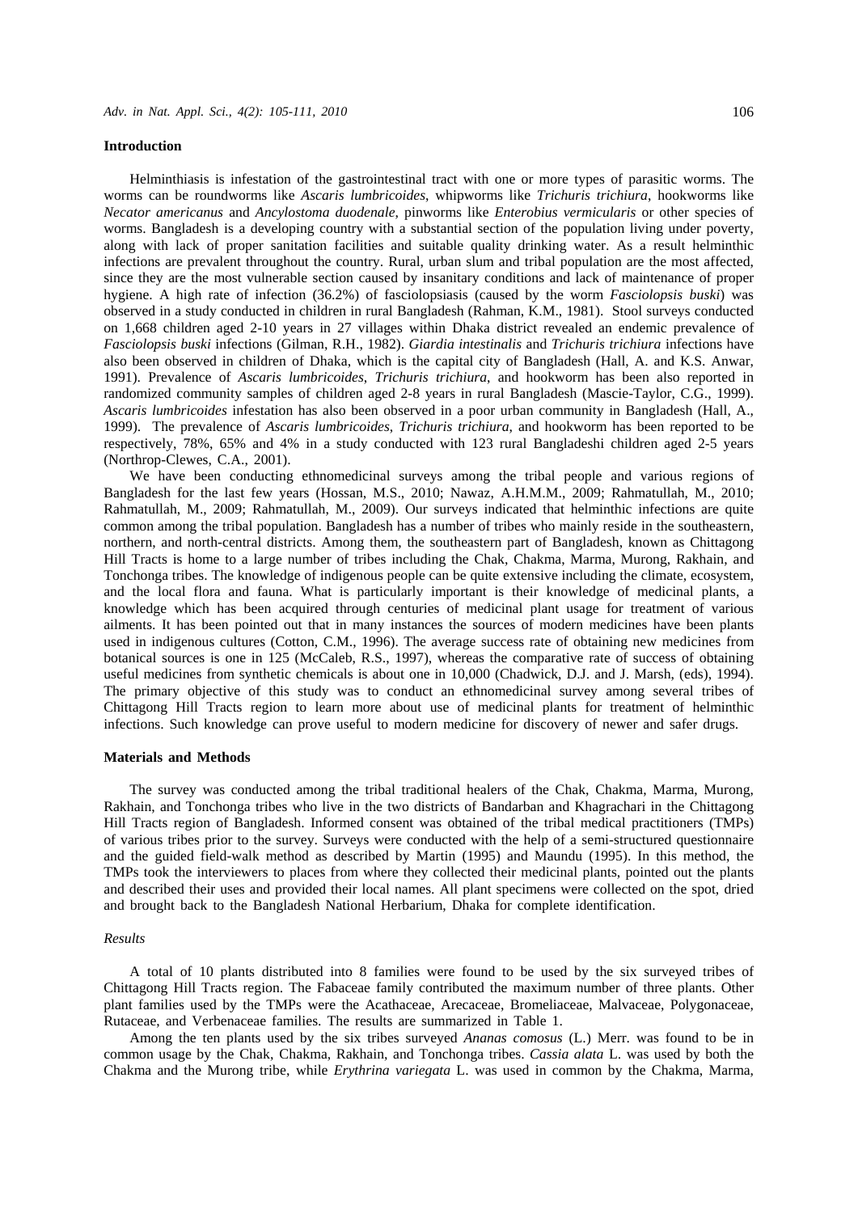## Introduction

Helminthiasis is infestation of the gastrointestinal tract with one or more types of parasitic worms. The worms can be roundworms like *Ascaris lumbricoides*, whipworms like *Trichuris trichiura*, hookworms like *Necator americanus* and *Ancylostoma duodenale*, pinworms like *Enterobius vermicularis* or other species of worms. Bangladesh is a developing country with a substantial section of the population living under poverty, along with lack of proper sanitation facilities and suitable quality drinking water. As a result helminthic infections are prevalent throughout the country. Rural, urban slum and tribal population are the most affected, since they are the most vulnerable section caused by insanitary conditions and lack of maintenance of proper hygiene. A high rate of infection (36.2%) of fasciolopsiasis (caused by the worm *Fasciolopsis buski*) was observed in a study conducted in children in rural Bangladesh (Rahman, K.M., 1981). Stool surveys conducted on 1,668 children aged 2-10 years in 27 villages within Dhaka district revealed an endemic prevalence of *Fasciolopsis buski* infections (Gilman, R.H., 1982). *Giardia intestinalis* and *Trichuris trichiura* infections have also been observed in children of Dhaka, which is the capital city of Bangladesh (Hall, A. and K.S. Anwar, 1991). Prevalence of *Ascaris lumbricoides*, *Trichuris trichiura*, and hookworm has been also reported in randomized community samples of children aged 2-8 years in rural Bangladesh (Mascie-Taylor, C.G., 1999). *Ascaris lumbricoides* infestation has also been observed in a poor urban community in Bangladesh (Hall, A., 1999). The prevalence of *Ascaris lumbricoides*, *Trichuris trichiura*, and hookworm has been reported to be respectively, 78%, 65% and 4% in a study conducted with 123 rural Bangladeshi children aged 2-5 years (Northrop-Clewes, C.A., 2001).

We have been conducting ethnomedicinal surveys among the tribal people and various regions of Bangladesh for the last few years (Hossan, M.S., 2010; Nawaz, A.H.M.M., 2009; Rahmatullah, M., 2010; Rahmatullah, M., 2009; Rahmatullah, M., 2009). Our surveys indicated that helminthic infections are quite common among the tribal population. Bangladesh has a number of tribes who mainly reside in the southeastern, northern, and north-central districts. Among them, the southeastern part of Bangladesh, known as Chittagong Hill Tracts is home to a large number of tribes including the Chak, Chakma, Marma, Murong, Rakhain, and Tonchonga tribes. The knowledge of indigenous people can be quite extensive including the climate, ecosystem, and the local flora and fauna. What is particularly important is their knowledge of medicinal plants, a knowledge which has been acquired through centuries of medicinal plant usage for treatment of various ailments. It has been pointed out that in many instances the sources of modern medicines have been plants used in indigenous cultures (Cotton, C.M., 1996). The average success rate of obtaining new medicines from botanical sources is one in 125 (McCaleb, R.S., 1997), whereas the comparative rate of success of obtaining useful medicines from synthetic chemicals is about one in 10,000 (Chadwick, D.J. and J. Marsh, (eds), 1994). The primary objective of this study was to conduct an ethnomedicinal survey among several tribes of Chittagong Hill Tracts region to learn more about use of medicinal plants for treatment of helminthic infections. Such knowledge can prove useful to modern medicine for discovery of newer and safer drugs.

## Materials and Methods

The survey was conducted among the tribal traditional healers of the Chak, Chakma, Marma, Murong, Rakhain, and Tonchonga tribes who live in the two districts of Bandarban and Khagrachari in the Chittagong Hill Tracts region of Bangladesh. Informed consent was obtained of the tribal medical practitioners (TMPs) of various tribes prior to the survey. Surveys were conducted with the help of a semi-structured questionnaire and the guided field-walk method as described by Martin (1995) and Maundu (1995). In this method, the TMPs took the interviewers to places from where they collected their medicinal plants, pointed out the plants and described their uses and provided their local names. All plant specimens were collected on the spot, dried and brought back to the Bangladesh National Herbarium, Dhaka for complete identification.

### *Results*

A total of 10 plants distributed into 8 families were found to be used by the six surveyed tribes of Chittagong Hill Tracts region. The Fabaceae family contributed the maximum number of three plants. Other plant families used by the TMPs were the Acathaceae, Arecaceae, Bromeliaceae, Malvaceae, Polygonaceae, Rutaceae, and Verbenaceae families. The results are summarized in Table 1.

Among the ten plants used by the six tribes surveyed *Ananas comosus* (L.) Merr. was found to be in common usage by the Chak, Chakma, Rakhain, and Tonchonga tribes. *Cassia alata* L. was used by both the Chakma and the Murong tribe, while *Erythrina variegata* L. was used in common by the Chakma, Marma,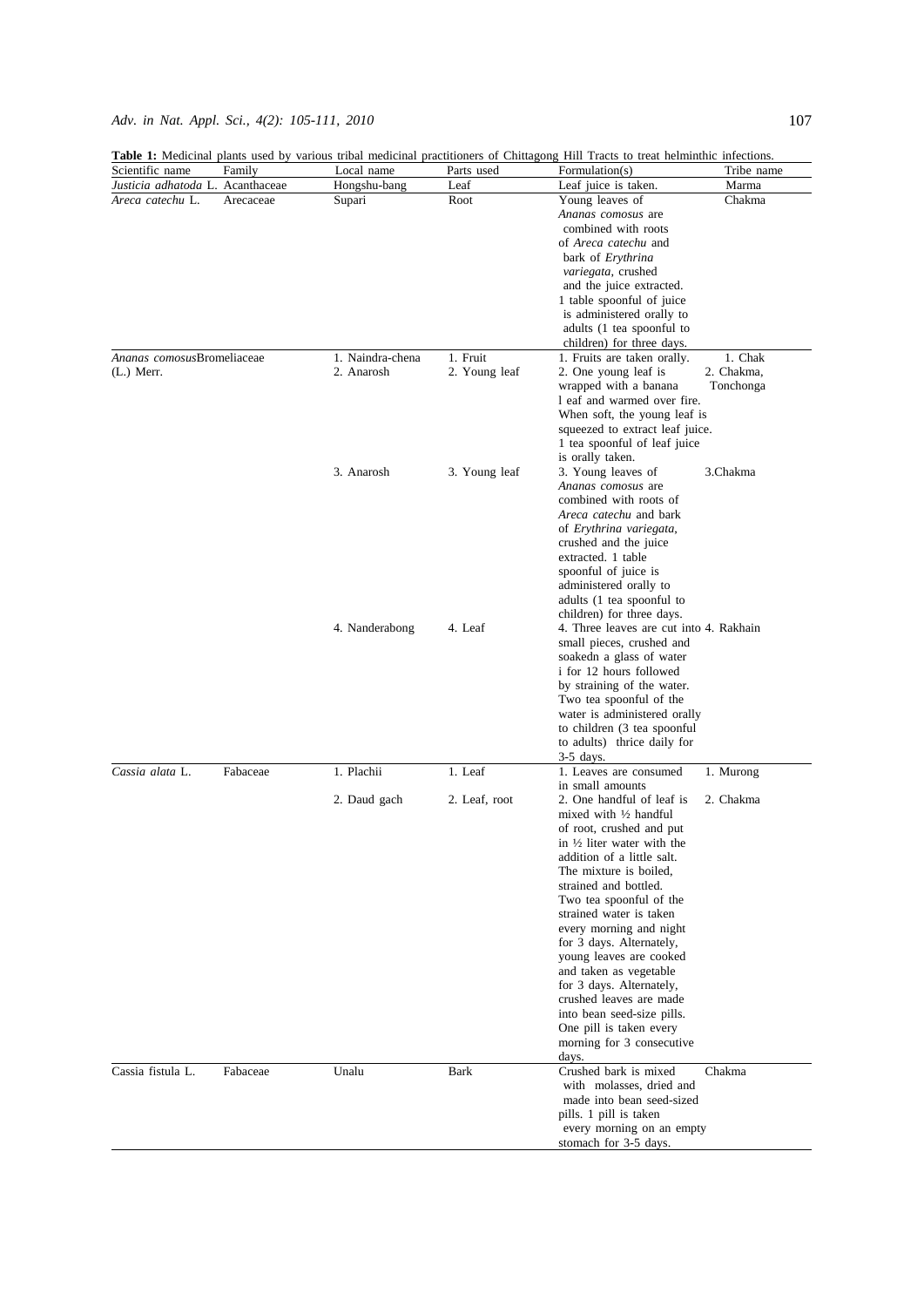**Table 1:** Medicinal plants used by various tribal medicinal practitioners of Chittagong Hill Tracts to treat helminthic infections.

| Scientific name | Family | Local name | Parts used | Formulation(s) | Tribe name |
|---|---|---|---|---|---|
| *Justicia adhatoda* L. | Acanthaceae | Hongshu-bang | Leaf | Leaf juice is taken. | Marma |
| *Areca catechu* L. | Arecaceae | Supari | Root | Young leaves of *Ananas comosus* are combined with roots of *Areca catechu* and bark of *Erythrina variegata*, crushed and the juice extracted. 1 table spoonful of juice is administered orally to adults (1 tea spoonful to children) for three days. | Chakma |
| *Ananas comosus* (L.) Merr. | Bromeliaceae | 1. Naindra-chena | 1. Fruit | 1. Fruits are taken orally. | 1. Chak |
| | | 2. Anarosh | 2. Young leaf | 2. One young leaf is wrapped with a banana l eaf and warmed over fire. When soft, the young leaf is squeezed to extract leaf juice. 1 tea spoonful of leaf juice is orally taken. | 2. Chakma, Tonchonga |
| | | 3. Anarosh | 3. Young leaf | 3. Young leaves of *Ananas comosus* are combined with roots of *Areca catechu* and bark of *Erythrina variegata*, crushed and the juice extracted. 1 table spoonful of juice is administered orally to adults (1 tea spoonful to children) for three days. | 3.Chakma |
| | | 4. Nanderabong | 4. Leaf | 4. Three leaves are cut into small pieces, crushed and soakedn a glass of water i for 12 hours followed by straining of the water. Two tea spoonful of the water is administered orally to children (3 tea spoonful to adults) thrice daily for 3-5 days. | 4. Rakhain |
| *Cassia alata* L. | Fabaceae | 1. Plachii | 1. Leaf | 1. Leaves are consumed in small amounts | 1. Murong |
| | | 2. Daud gach | 2. Leaf, root | 2. One handful of leaf is mixed with ½ handful of root, crushed and put in ½ liter water with the addition of a little salt. The mixture is boiled, strained and bottled. Two tea spoonful of the strained water is taken every morning and night for 3 days. Alternately, young leaves are cooked and taken as vegetable for 3 days. Alternately, crushed leaves are made into bean seed-size pills. One pill is taken every morning for 3 consecutive days. | 2. Chakma |
| Cassia fistula L. | Fabaceae | Unalu | Bark | Crushed bark is mixed with molasses, dried and made into bean seed-sized pills. 1 pill is taken every morning on an empty stomach for 3-5 days. | Chakma |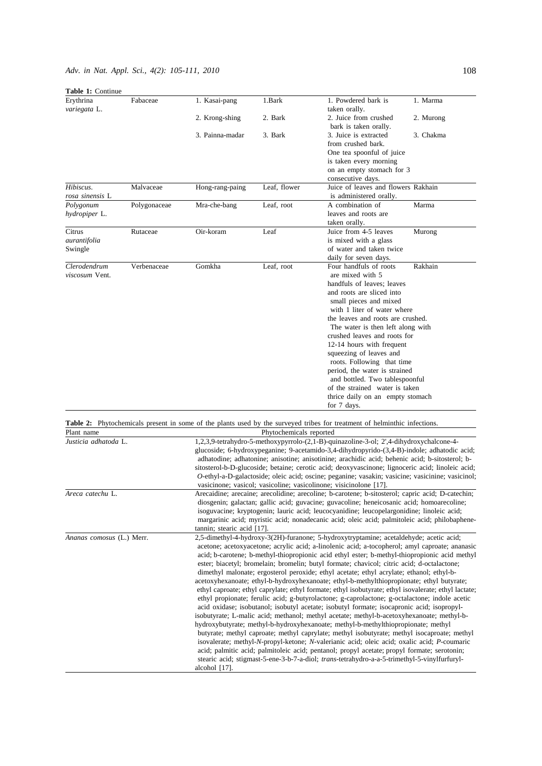**Table 1:** Continue

| | | | | | |
|---|---|---|---|---|---|
| Erythrina *variegata* L. | Fabaceae | 1. Kasai-pang | 1.Bark | 1. Powdered bark is taken orally. | 1. Marma |
| | | 2. Krong-shing | 2. Bark | 2. Juice from crushed bark is taken orally. | 2. Murong |
| | | 3. Painna-madar | 3. Bark | 3. Juice is extracted from crushed bark. One tea spoonful of juice is taken every morning on an empty stomach for 3 consecutive days. | 3. Chakma |
| *Hibiscus. rosa sinensis* L | Malvaceae | Hong-rang-paing | Leaf, flower | Juice of leaves and flowers is administered orally. | Rakhain |
| *Polygonum hydropiper* L. | Polygonaceae | Mra-che-bang | Leaf, root | A combination of leaves and roots are taken orally. | Marma |
| Citrus *aurantifolia* Swingle | Rutaceae | Oir-koram | Leaf | Juice from 4-5 leaves is mixed with a glass of water and taken twice daily for seven days. | Murong |
| *Clerodendrum viscosum* Vent. | Verbenaceae | Gomkha | Leaf, root | Four handfuls of roots are mixed with 5 handfuls of leaves; leaves and roots are sliced into small pieces and mixed with 1 liter of water where the leaves and roots are crushed. The water is then left along with crushed leaves and roots for 12-14 hours with frequent squeezing of leaves and roots. Following that time period, the water is strained and bottled. Two tablespoonful of the strained water is taken thrice daily on an empty stomach for 7 days. | Rakhain |

**Table 2:** Phytochemicals present in some of the plants used by the surveyed tribes for treatment of helminthic infections.

| Plant name | Phytochemicals reported |
|---|---|
| *Justicia adhatoda* L. | 1,2,3,9-tetrahydro-5-methoxypyrrolo-(2,1-B)-quinazoline-3-ol; 2',4-dihydroxychalcone-4-glucoside; 6-hydroxypeganine; 9-acetamido-3,4-dihydropyrido-(3,4-B)-indole; adhatodic acid; adhatodine; adhatonine; anisotine; anisotinine; arachidic acid; behenic acid; b-sitosterol; b-sitosterol-b-D-glucoside; betaine; cerotic acid; deoxyvascinone; lignoceric acid; linoleic acid; *O*-ethyl-a-D-galactoside; oleic acid; oscine; peganine; vasakin; vasicine; vasicinine; vasicinol; vasicinone; vasicol; vasicoline; vasicolinone; visicinolone [17]. |
| *Areca catechu* L. | Arecaidine; arecaine; arecolidine; arecoline; b-carotene; b-sitosterol; capric acid; D-catechin; diosgenin; galactan; gallic acid; guvacine; guvacoline; heneicosanic acid; homoarecoline; isoguvacine; kryptogenin; lauric acid; leucocyanidine; leucopelargonidine; linoleic acid; margarinic acid; myristic acid; nonadecanic acid; oleic acid; palmitoleic acid; philobaphene-tannin; stearic acid [17]. |
| *Ananas comosus* (L.) Merr. | 2,5-dimethyl-4-hydroxy-3(2H)-furanone; 5-hydroxytryptamine; acetaldehyde; acetic acid; acetone; acetoxyacetone; acrylic acid; a-linolenic acid; a-tocopherol; amyl caproate; ananasic acid; b-carotene; b-methyl-thiopropionic acid ethyl ester; b-methyl-thiopropionic acid methyl ester; biacetyl; bromelain; bromelin; butyl formate; chavicol; citric acid; d-octalactone; dimethyl malonate; ergosterol peroxide; ethyl acetate; ethyl acrylate; ethanol; ethyl-b-acetoxyhexanoate; ethyl-b-hydroxyhexanoate; ethyl-b-methylthiopropionate; ethyl butyrate; ethyl caproate; ethyl caprylate; ethyl formate; ethyl isobutyrate; ethyl isovalerate; ethyl lactate; ethyl propionate; ferulic acid; g-butyrolactone; g-caprolactone; g-octalactone; indole acetic acid oxidase; isobutanol; isobutyl acetate; isobutyl formate; isocapronic acid; isopropyl-isobutyrate; L-malic acid; methanol; methyl acetate; methyl-b-acetoxyhexanoate; methyl-b-hydroxybutyrate; methyl-b-hydroxyhexanoate; methyl-b-methylthiopropionate; methyl butyrate; methyl caproate; methyl caprylate; methyl isobutyrate; methyl isocaproate; methyl isovalerate; methyl-*N*-propyl-ketone; *N*-valerianic acid; oleic acid; oxalic acid; *P*-coumaric acid; palmitic acid; palmitoleic acid; pentanol; propyl acetate; propyl formate; serotonin; stearic acid; stigmast-5-ene-3-b-7-a-diol; *trans*-tetrahydro-a-a-5-trimethyl-5-vinylfurfuryl-alcohol [17]. |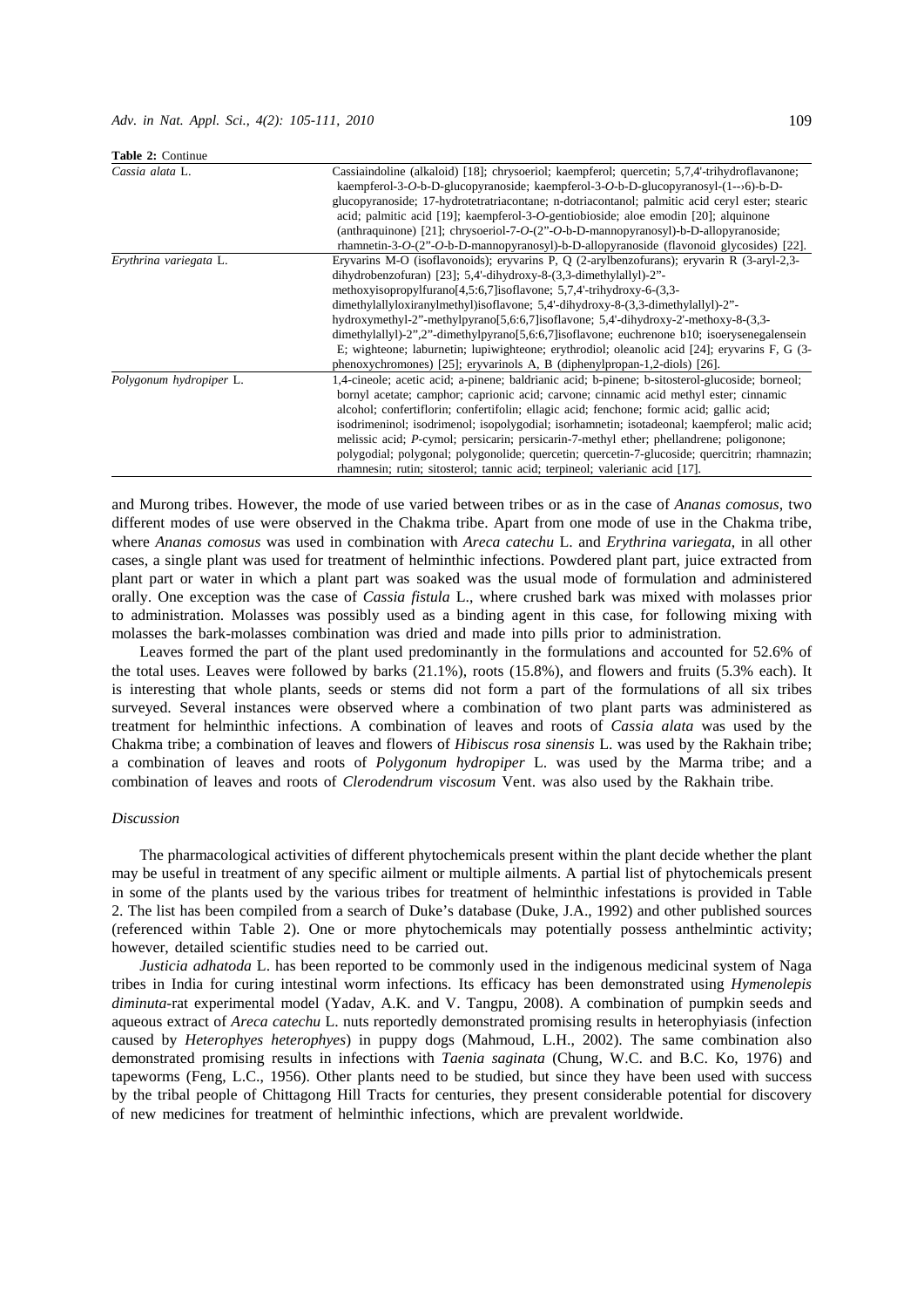**Table 2:** Continue

| | |
|---|---|
| *Cassia alata* L. | Cassiaindoline (alkaloid) [18]; chrysoeriol; kaempferol; quercetin; 5,7,4'-trihydroflavanone; kaempferol-3-*O*-b-D-glucopyranoside; kaempferol-3-*O*-b-D-glucopyranosyl-(1--›6)-b-D-glucopyranoside; 17-hydrotetratriacontane; n-dotriacontanol; palmitic acid ceryl ester; stearic acid; palmitic acid [19]; kaempferol-3-*O*-gentiobioside; aloe emodin [20]; alquinone (anthraquinone) [21]; chrysoeriol-7-*O*-(2"-*O*-b-D-mannopyranosyl)-b-D-allopyranoside; rhamnetin-3-*O*-(2"-*O*-b-D-mannopyranosyl)-b-D-allopyranoside (flavonoid glycosides) [22]. |
| *Erythrina variegata* L. | Eryvarins M-O (isoflavonoids); eryvarins P, Q (2-arylbenzofurans); eryvarin R (3-aryl-2,3-dihydrobenzofuran) [23]; 5,4'-dihydroxy-8-(3,3-dimethylallyl)-2"-methoxyisopropylfurano[4,5:6,7]isoflavone; 5,7,4'-trihydroxy-6-(3,3-dimethylallyloxiranylmethyl)isoflavone; 5,4'-dihydroxy-8-(3,3-dimethylallyl)-2"-hydroxymethyl-2"-methylpyrano[5,6:6,7]isoflavone; 5,4'-dihydroxy-2'-methoxy-8-(3,3-dimethylallyl)-2",2"-dimethylpyrano[5,6:6,7]isoflavone; euchrenone b10; isoerysenegalensein E; wighteone; laburnetin; lupiwighteone; erythrodiol; oleanolic acid [24]; eryvarins F, G (3-phenoxychromones) [25]; eryvarinols A, B (diphenylpropan-1,2-diols) [26]. |
| *Polygonum hydropiper* L. | 1,4-cineole; acetic acid; a-pinene; baldrianic acid; b-pinene; b-sitosterol-glucoside; borneol; bornyl acetate; camphor; caprionic acid; carvone; cinnamic acid methyl ester; cinnamic alcohol; confertiflorin; confertifolin; ellagic acid; fenchone; formic acid; gallic acid; isodrimeninol; isodrimenol; isopolygodial; isorhamnetin; isotadeonal; kaempferol; malic acid; melissic acid; *P*-cymol; persicarin; persicarin-7-methyl ether; phellandrene; poligonone; polygodial; polygonal; polygonolide; quercetin; quercetin-7-glucoside; quercitrin; rhamnazin; rhamnesin; rutin; sitosterol; tannic acid; terpineol; valerianic acid [17]. |

and Murong tribes. However, the mode of use varied between tribes or as in the case of *Ananas comosus*, two different modes of use were observed in the Chakma tribe. Apart from one mode of use in the Chakma tribe, where *Ananas comosus* was used in combination with *Areca catechu* L. and *Erythrina variegata*, in all other cases, a single plant was used for treatment of helminthic infections. Powdered plant part, juice extracted from plant part or water in which a plant part was soaked was the usual mode of formulation and administered orally. One exception was the case of *Cassia fistula* L., where crushed bark was mixed with molasses prior to administration. Molasses was possibly used as a binding agent in this case, for following mixing with molasses the bark-molasses combination was dried and made into pills prior to administration.

Leaves formed the part of the plant used predominantly in the formulations and accounted for 52.6% of the total uses. Leaves were followed by barks (21.1%), roots (15.8%), and flowers and fruits (5.3% each). It is interesting that whole plants, seeds or stems did not form a part of the formulations of all six tribes surveyed. Several instances were observed where a combination of two plant parts was administered as treatment for helminthic infections. A combination of leaves and roots of *Cassia alata* was used by the Chakma tribe; a combination of leaves and flowers of *Hibiscus rosa sinensis* L. was used by the Rakhain tribe; a combination of leaves and roots of *Polygonum hydropiper* L. was used by the Marma tribe; and a combination of leaves and roots of *Clerodendrum viscosum* Vent. was also used by the Rakhain tribe.

### *Discussion*

The pharmacological activities of different phytochemicals present within the plant decide whether the plant may be useful in treatment of any specific ailment or multiple ailments. A partial list of phytochemicals present in some of the plants used by the various tribes for treatment of helminthic infestations is provided in Table 2. The list has been compiled from a search of Duke's database (Duke, J.A., 1992) and other published sources (referenced within Table 2). One or more phytochemicals may potentially possess anthelmintic activity; however, detailed scientific studies need to be carried out.

*Justicia adhatoda* L. has been reported to be commonly used in the indigenous medicinal system of Naga tribes in India for curing intestinal worm infections. Its efficacy has been demonstrated using *Hymenolepis diminuta*-rat experimental model (Yadav, A.K. and V. Tangpu, 2008). A combination of pumpkin seeds and aqueous extract of *Areca catechu* L. nuts reportedly demonstrated promising results in heterophyiasis (infection caused by *Heterophyes heterophyes*) in puppy dogs (Mahmoud, L.H., 2002). The same combination also demonstrated promising results in infections with *Taenia saginata* (Chung, W.C. and B.C. Ko, 1976) and tapeworms (Feng, L.C., 1956). Other plants need to be studied, but since they have been used with success by the tribal people of Chittagong Hill Tracts for centuries, they present considerable potential for discovery of new medicines for treatment of helminthic infections, which are prevalent worldwide.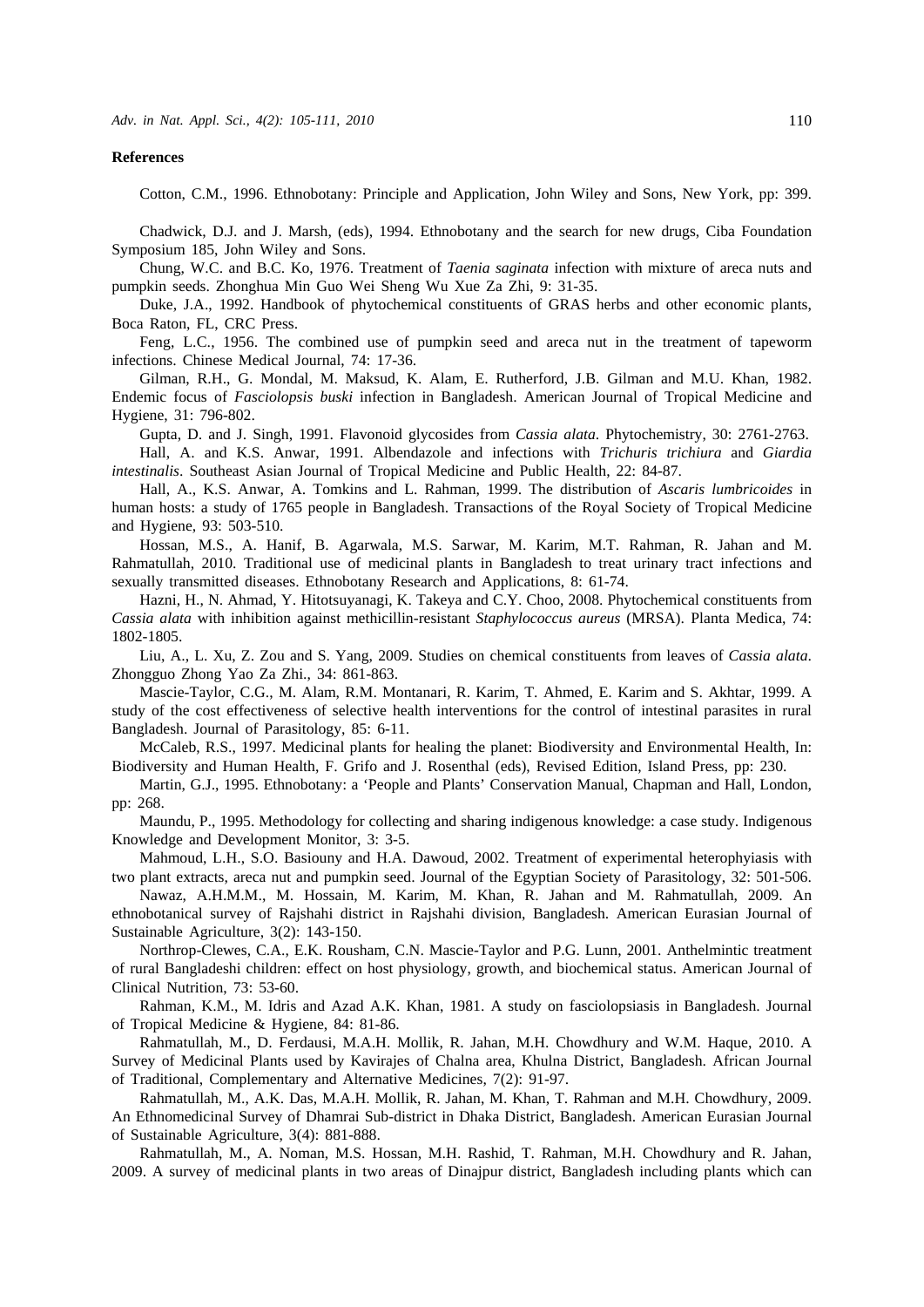## References

Cotton, C.M., 1996. Ethnobotany: Principle and Application, John Wiley and Sons, New York, pp: 399.

Chadwick, D.J. and J. Marsh, (eds), 1994. Ethnobotany and the search for new drugs, Ciba Foundation Symposium 185, John Wiley and Sons.

Chung, W.C. and B.C. Ko, 1976. Treatment of *Taenia saginata* infection with mixture of areca nuts and pumpkin seeds. Zhonghua Min Guo Wei Sheng Wu Xue Za Zhi, 9: 31-35.

Duke, J.A., 1992. Handbook of phytochemical constituents of GRAS herbs and other economic plants, Boca Raton, FL, CRC Press.

Feng, L.C., 1956. The combined use of pumpkin seed and areca nut in the treatment of tapeworm infections. Chinese Medical Journal, 74: 17-36.

Gilman, R.H., G. Mondal, M. Maksud, K. Alam, E. Rutherford, J.B. Gilman and M.U. Khan, 1982. Endemic focus of *Fasciolopsis buski* infection in Bangladesh. American Journal of Tropical Medicine and Hygiene, 31: 796-802.

Gupta, D. and J. Singh, 1991. Flavonoid glycosides from *Cassia alata*. Phytochemistry, 30: 2761-2763.

Hall, A. and K.S. Anwar, 1991. Albendazole and infections with *Trichuris trichiura* and *Giardia intestinalis*. Southeast Asian Journal of Tropical Medicine and Public Health, 22: 84-87.

Hall, A., K.S. Anwar, A. Tomkins and L. Rahman, 1999. The distribution of *Ascaris lumbricoides* in human hosts: a study of 1765 people in Bangladesh. Transactions of the Royal Society of Tropical Medicine and Hygiene, 93: 503-510.

Hossan, M.S., A. Hanif, B. Agarwala, M.S. Sarwar, M. Karim, M.T. Rahman, R. Jahan and M. Rahmatullah, 2010. Traditional use of medicinal plants in Bangladesh to treat urinary tract infections and sexually transmitted diseases. Ethnobotany Research and Applications, 8: 61-74.

Hazni, H., N. Ahmad, Y. Hitotsuyanagi, K. Takeya and C.Y. Choo, 2008. Phytochemical constituents from *Cassia alata* with inhibition against methicillin-resistant *Staphylococcus aureus* (MRSA). Planta Medica, 74: 1802-1805.

Liu, A., L. Xu, Z. Zou and S. Yang, 2009. Studies on chemical constituents from leaves of *Cassia alata*. Zhongguo Zhong Yao Za Zhi., 34: 861-863.

Mascie-Taylor, C.G., M. Alam, R.M. Montanari, R. Karim, T. Ahmed, E. Karim and S. Akhtar, 1999. A study of the cost effectiveness of selective health interventions for the control of intestinal parasites in rural Bangladesh. Journal of Parasitology, 85: 6-11.

McCaleb, R.S., 1997. Medicinal plants for healing the planet: Biodiversity and Environmental Health, In: Biodiversity and Human Health, F. Grifo and J. Rosenthal (eds), Revised Edition, Island Press, pp: 230.

Martin, G.J., 1995. Ethnobotany: a 'People and Plants' Conservation Manual, Chapman and Hall, London, pp: 268.

Maundu, P., 1995. Methodology for collecting and sharing indigenous knowledge: a case study. Indigenous Knowledge and Development Monitor, 3: 3-5.

Mahmoud, L.H., S.O. Basiouny and H.A. Dawoud, 2002. Treatment of experimental heterophyiasis with two plant extracts, areca nut and pumpkin seed. Journal of the Egyptian Society of Parasitology, 32: 501-506.

Nawaz, A.H.M.M., M. Hossain, M. Karim, M. Khan, R. Jahan and M. Rahmatullah, 2009. An ethnobotanical survey of Rajshahi district in Rajshahi division, Bangladesh. American Eurasian Journal of Sustainable Agriculture, 3(2): 143-150.

Northrop-Clewes, C.A., E.K. Rousham, C.N. Mascie-Taylor and P.G. Lunn, 2001. Anthelmintic treatment of rural Bangladeshi children: effect on host physiology, growth, and biochemical status. American Journal of Clinical Nutrition, 73: 53-60.

Rahman, K.M., M. Idris and Azad A.K. Khan, 1981. A study on fasciolopsiasis in Bangladesh. Journal of Tropical Medicine & Hygiene, 84: 81-86.

Rahmatullah, M., D. Ferdausi, M.A.H. Mollik, R. Jahan, M.H. Chowdhury and W.M. Haque, 2010. A Survey of Medicinal Plants used by Kavirajes of Chalna area, Khulna District, Bangladesh. African Journal of Traditional, Complementary and Alternative Medicines, 7(2): 91-97.

Rahmatullah, M., A.K. Das, M.A.H. Mollik, R. Jahan, M. Khan, T. Rahman and M.H. Chowdhury, 2009. An Ethnomedicinal Survey of Dhamrai Sub-district in Dhaka District, Bangladesh. American Eurasian Journal of Sustainable Agriculture, 3(4): 881-888.

Rahmatullah, M., A. Noman, M.S. Hossan, M.H. Rashid, T. Rahman, M.H. Chowdhury and R. Jahan, 2009. A survey of medicinal plants in two areas of Dinajpur district, Bangladesh including plants which can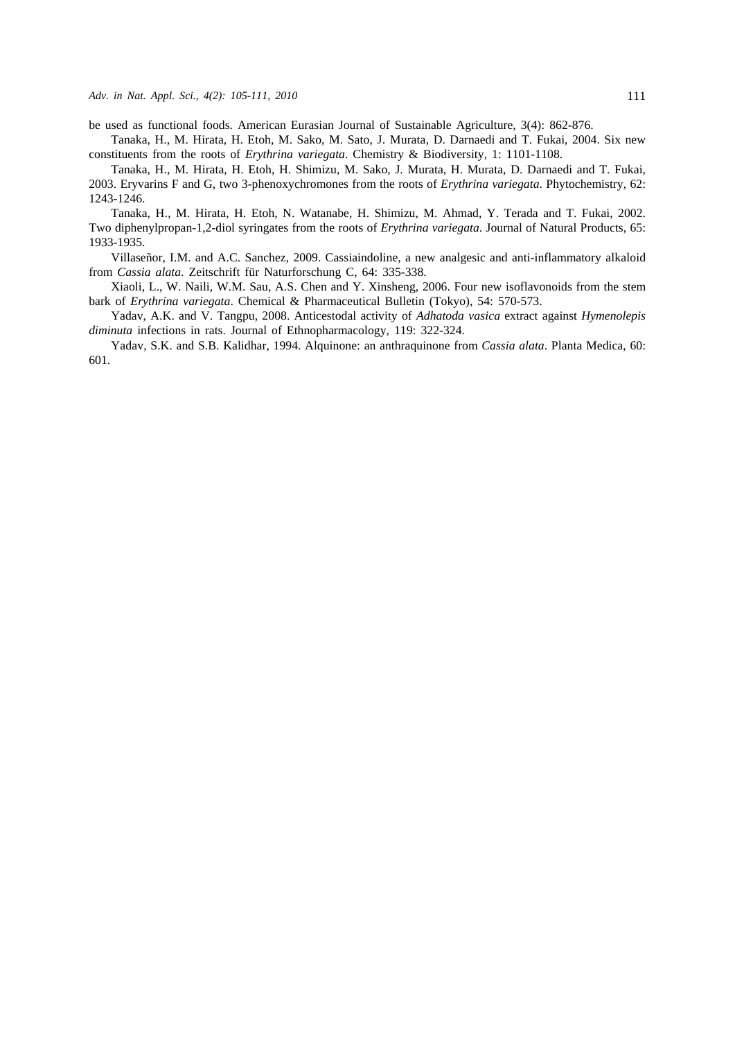be used as functional foods. American Eurasian Journal of Sustainable Agriculture, 3(4): 862-876.

Tanaka, H., M. Hirata, H. Etoh, M. Sako, M. Sato, J. Murata, D. Darnaedi and T. Fukai, 2004. Six new constituents from the roots of *Erythrina variegata*. Chemistry & Biodiversity, 1: 1101-1108.

Tanaka, H., M. Hirata, H. Etoh, H. Shimizu, M. Sako, J. Murata, H. Murata, D. Darnaedi and T. Fukai, 2003. Eryvarins F and G, two 3-phenoxychromones from the roots of *Erythrina variegata*. Phytochemistry, 62: 1243-1246.

Tanaka, H., M. Hirata, H. Etoh, N. Watanabe, H. Shimizu, M. Ahmad, Y. Terada and T. Fukai, 2002. Two diphenylpropan-1,2-diol syringates from the roots of *Erythrina variegata*. Journal of Natural Products, 65: 1933-1935.

Villaseñor, I.M. and A.C. Sanchez, 2009. Cassiaindoline, a new analgesic and anti-inflammatory alkaloid from *Cassia alata*. Zeitschrift für Naturforschung C, 64: 335-338.

Xiaoli, L., W. Naili, W.M. Sau, A.S. Chen and Y. Xinsheng, 2006. Four new isoflavonoids from the stem bark of *Erythrina variegata*. Chemical & Pharmaceutical Bulletin (Tokyo), 54: 570-573.

Yadav, A.K. and V. Tangpu, 2008. Anticestodal activity of *Adhatoda vasica* extract against *Hymenolepis diminuta* infections in rats. Journal of Ethnopharmacology, 119: 322-324.

Yadav, S.K. and S.B. Kalidhar, 1994. Alquinone: an anthraquinone from *Cassia alata*. Planta Medica, 60: 601.